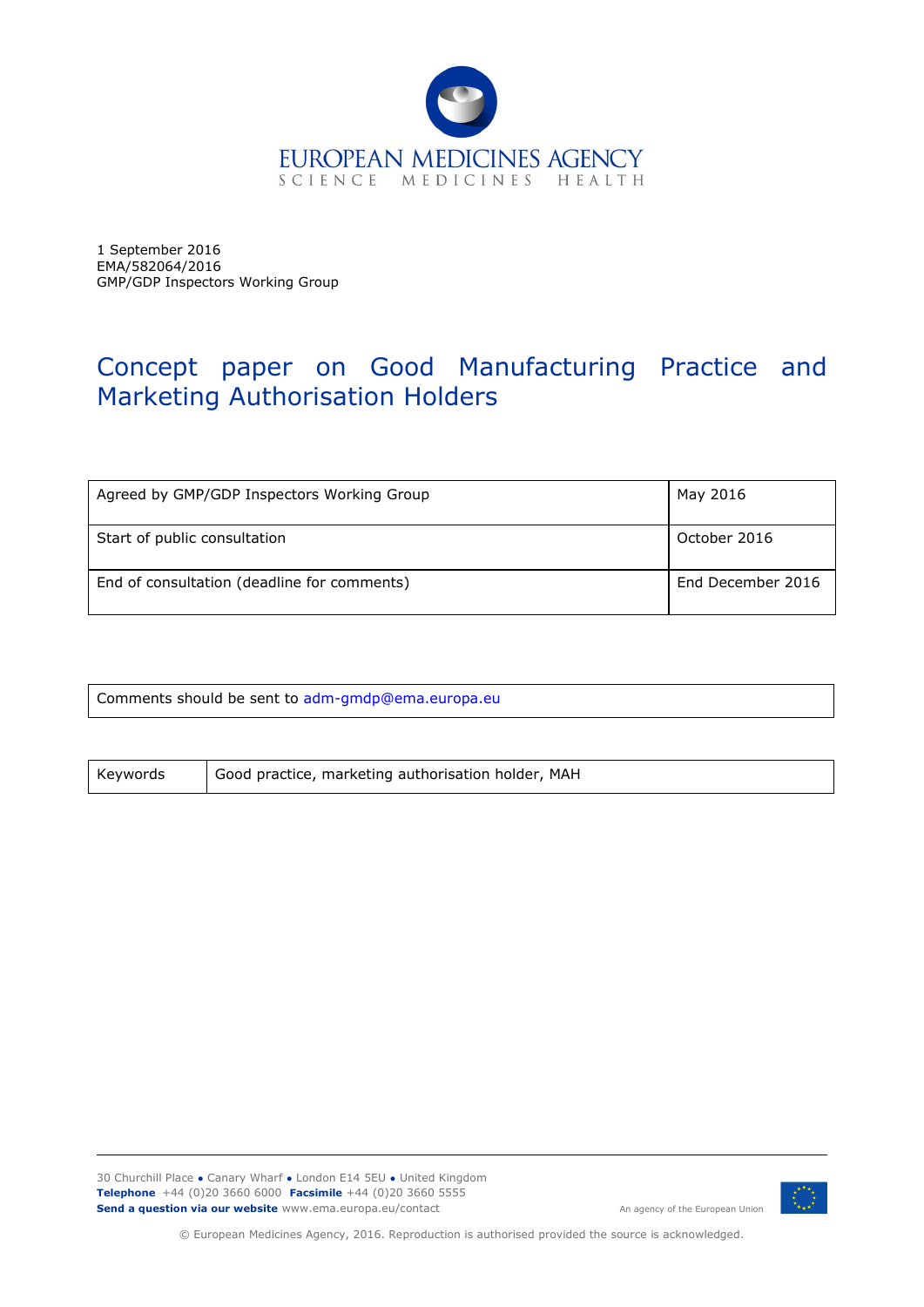EUROPEAN MEDICINES AGENCY
SCIENCE MEDICINES HEALTH

1 September 2016
EMA/582064/2016
GMP/GDP Inspectors Working Group

# Concept paper on Good Manufacturing Practice and Marketing Authorisation Holders

| | |
|---|---|
| Agreed by GMP/GDP Inspectors Working Group | May 2016 |
| Start of public consultation | October 2016 |
| End of consultation (deadline for comments) | End December 2016 |

| |
|---|
| Comments should be sent to adm-gmdp@ema.europa.eu |

| | |
|---|---|
| Keywords | Good practice, marketing authorisation holder, MAH |

30 Churchill Place ● Canary Wharf ● London E14 5EU ● United Kingdom
**Telephone** +44 (0)20 3660 6000 **Facsimile** +44 (0)20 3660 5555
**Send a question via our website** www.ema.europa.eu/contact

An agency of the European Union

© European Medicines Agency, 2016. Reproduction is authorised provided the source is acknowledged.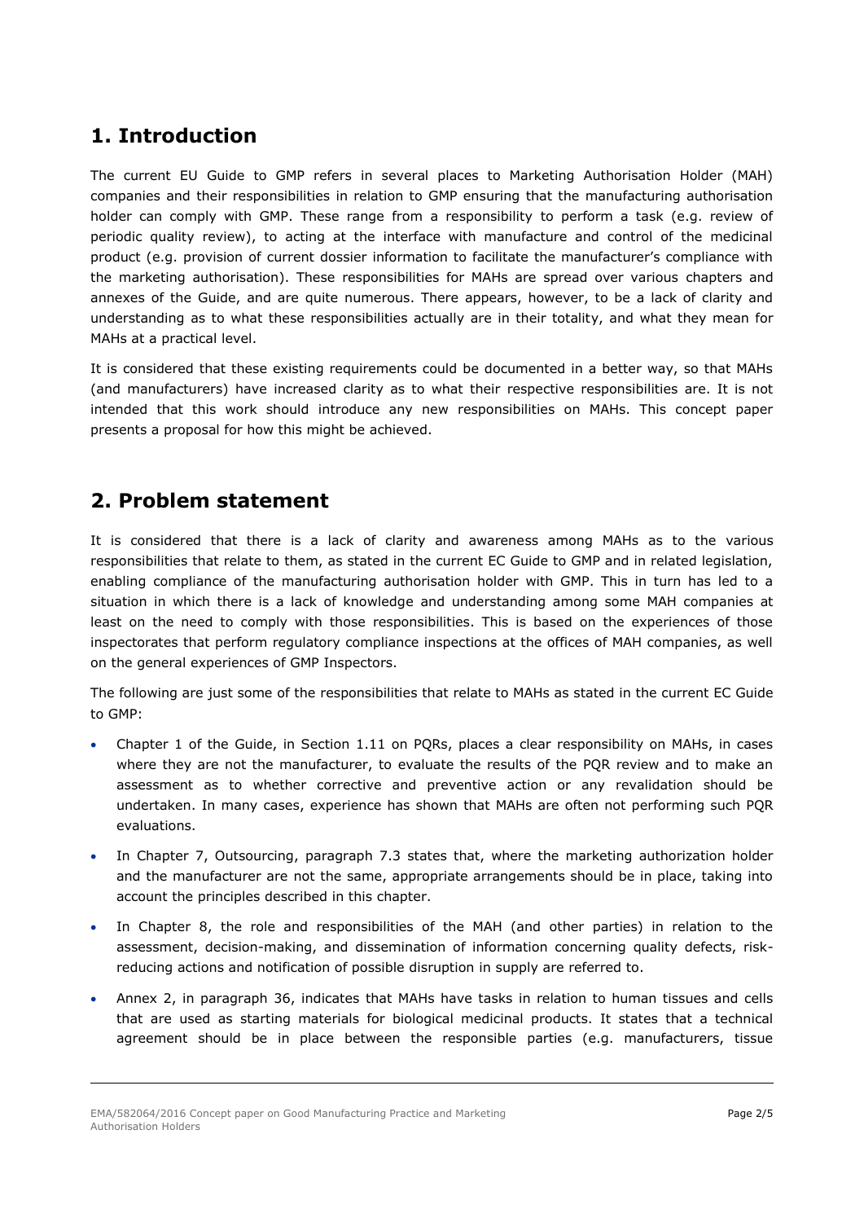## 1. Introduction

The current EU Guide to GMP refers in several places to Marketing Authorisation Holder (MAH) companies and their responsibilities in relation to GMP ensuring that the manufacturing authorisation holder can comply with GMP. These range from a responsibility to perform a task (e.g. review of periodic quality review), to acting at the interface with manufacture and control of the medicinal product (e.g. provision of current dossier information to facilitate the manufacturer's compliance with the marketing authorisation). These responsibilities for MAHs are spread over various chapters and annexes of the Guide, and are quite numerous. There appears, however, to be a lack of clarity and understanding as to what these responsibilities actually are in their totality, and what they mean for MAHs at a practical level.

It is considered that these existing requirements could be documented in a better way, so that MAHs (and manufacturers) have increased clarity as to what their respective responsibilities are. It is not intended that this work should introduce any new responsibilities on MAHs. This concept paper presents a proposal for how this might be achieved.

## 2. Problem statement

It is considered that there is a lack of clarity and awareness among MAHs as to the various responsibilities that relate to them, as stated in the current EC Guide to GMP and in related legislation, enabling compliance of the manufacturing authorisation holder with GMP. This in turn has led to a situation in which there is a lack of knowledge and understanding among some MAH companies at least on the need to comply with those responsibilities. This is based on the experiences of those inspectorates that perform regulatory compliance inspections at the offices of MAH companies, as well on the general experiences of GMP Inspectors.

The following are just some of the responsibilities that relate to MAHs as stated in the current EC Guide to GMP:

- Chapter 1 of the Guide, in Section 1.11 on PQRs, places a clear responsibility on MAHs, in cases where they are not the manufacturer, to evaluate the results of the PQR review and to make an assessment as to whether corrective and preventive action or any revalidation should be undertaken. In many cases, experience has shown that MAHs are often not performing such PQR evaluations.
- In Chapter 7, Outsourcing, paragraph 7.3 states that, where the marketing authorization holder and the manufacturer are not the same, appropriate arrangements should be in place, taking into account the principles described in this chapter.
- In Chapter 8, the role and responsibilities of the MAH (and other parties) in relation to the assessment, decision-making, and dissemination of information concerning quality defects, risk-reducing actions and notification of possible disruption in supply are referred to.
- Annex 2, in paragraph 36, indicates that MAHs have tasks in relation to human tissues and cells that are used as starting materials for biological medicinal products. It states that a technical agreement should be in place between the responsible parties (e.g. manufacturers, tissue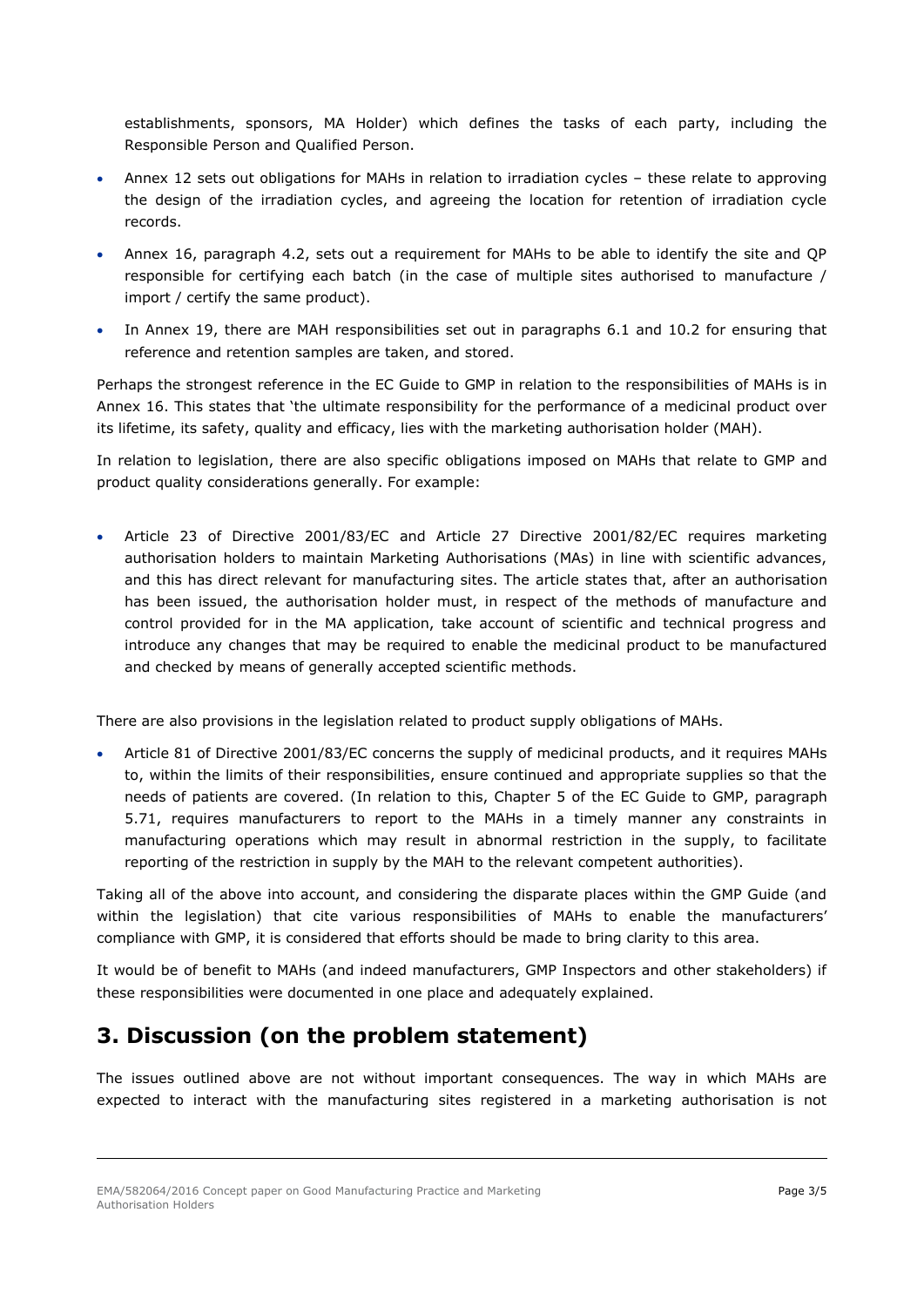establishments, sponsors, MA Holder) which defines the tasks of each party, including the Responsible Person and Qualified Person.

- Annex 12 sets out obligations for MAHs in relation to irradiation cycles – these relate to approving the design of the irradiation cycles, and agreeing the location for retention of irradiation cycle records.
- Annex 16, paragraph 4.2, sets out a requirement for MAHs to be able to identify the site and QP responsible for certifying each batch (in the case of multiple sites authorised to manufacture / import / certify the same product).
- In Annex 19, there are MAH responsibilities set out in paragraphs 6.1 and 10.2 for ensuring that reference and retention samples are taken, and stored.

Perhaps the strongest reference in the EC Guide to GMP in relation to the responsibilities of MAHs is in Annex 16. This states that 'the ultimate responsibility for the performance of a medicinal product over its lifetime, its safety, quality and efficacy, lies with the marketing authorisation holder (MAH).

In relation to legislation, there are also specific obligations imposed on MAHs that relate to GMP and product quality considerations generally. For example:

- Article 23 of Directive 2001/83/EC and Article 27 Directive 2001/82/EC requires marketing authorisation holders to maintain Marketing Authorisations (MAs) in line with scientific advances, and this has direct relevant for manufacturing sites. The article states that, after an authorisation has been issued, the authorisation holder must, in respect of the methods of manufacture and control provided for in the MA application, take account of scientific and technical progress and introduce any changes that may be required to enable the medicinal product to be manufactured and checked by means of generally accepted scientific methods.

There are also provisions in the legislation related to product supply obligations of MAHs.

- Article 81 of Directive 2001/83/EC concerns the supply of medicinal products, and it requires MAHs to, within the limits of their responsibilities, ensure continued and appropriate supplies so that the needs of patients are covered. (In relation to this, Chapter 5 of the EC Guide to GMP, paragraph 5.71, requires manufacturers to report to the MAHs in a timely manner any constraints in manufacturing operations which may result in abnormal restriction in the supply, to facilitate reporting of the restriction in supply by the MAH to the relevant competent authorities).

Taking all of the above into account, and considering the disparate places within the GMP Guide (and within the legislation) that cite various responsibilities of MAHs to enable the manufacturers' compliance with GMP, it is considered that efforts should be made to bring clarity to this area.

It would be of benefit to MAHs (and indeed manufacturers, GMP Inspectors and other stakeholders) if these responsibilities were documented in one place and adequately explained.

## 3. Discussion (on the problem statement)

The issues outlined above are not without important consequences. The way in which MAHs are expected to interact with the manufacturing sites registered in a marketing authorisation is not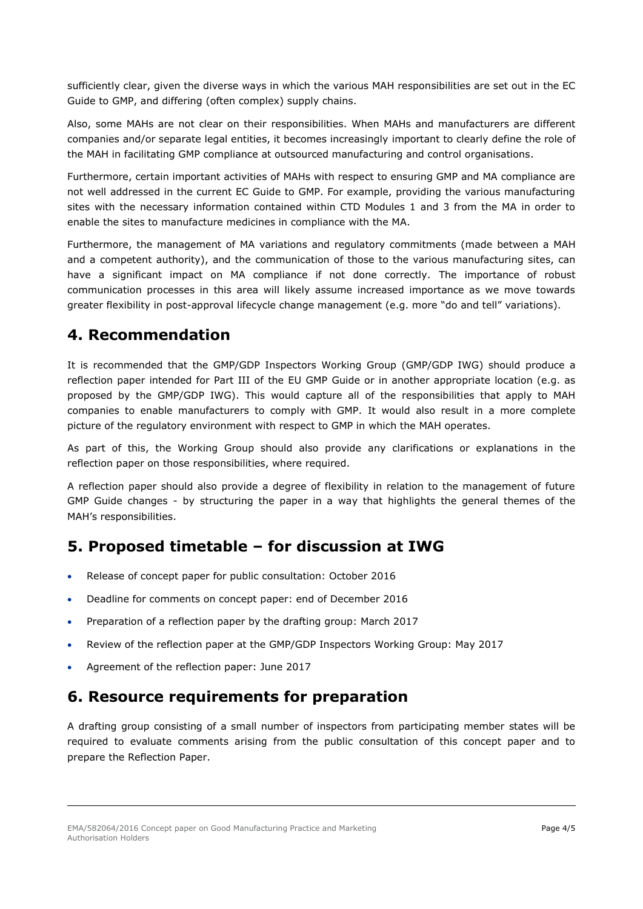sufficiently clear, given the diverse ways in which the various MAH responsibilities are set out in the EC Guide to GMP, and differing (often complex) supply chains.

Also, some MAHs are not clear on their responsibilities. When MAHs and manufacturers are different companies and/or separate legal entities, it becomes increasingly important to clearly define the role of the MAH in facilitating GMP compliance at outsourced manufacturing and control organisations.

Furthermore, certain important activities of MAHs with respect to ensuring GMP and MA compliance are not well addressed in the current EC Guide to GMP. For example, providing the various manufacturing sites with the necessary information contained within CTD Modules 1 and 3 from the MA in order to enable the sites to manufacture medicines in compliance with the MA.

Furthermore, the management of MA variations and regulatory commitments (made between a MAH and a competent authority), and the communication of those to the various manufacturing sites, can have a significant impact on MA compliance if not done correctly. The importance of robust communication processes in this area will likely assume increased importance as we move towards greater flexibility in post-approval lifecycle change management (e.g. more "do and tell" variations).

## 4. Recommendation

It is recommended that the GMP/GDP Inspectors Working Group (GMP/GDP IWG) should produce a reflection paper intended for Part III of the EU GMP Guide or in another appropriate location (e.g. as proposed by the GMP/GDP IWG). This would capture all of the responsibilities that apply to MAH companies to enable manufacturers to comply with GMP. It would also result in a more complete picture of the regulatory environment with respect to GMP in which the MAH operates.

As part of this, the Working Group should also provide any clarifications or explanations in the reflection paper on those responsibilities, where required.

A reflection paper should also provide a degree of flexibility in relation to the management of future GMP Guide changes - by structuring the paper in a way that highlights the general themes of the MAH's responsibilities.

## 5. Proposed timetable – for discussion at IWG

- Release of concept paper for public consultation: October 2016
- Deadline for comments on concept paper: end of December 2016
- Preparation of a reflection paper by the drafting group: March 2017
- Review of the reflection paper at the GMP/GDP Inspectors Working Group: May 2017
- Agreement of the reflection paper: June 2017

## 6. Resource requirements for preparation

A drafting group consisting of a small number of inspectors from participating member states will be required to evaluate comments arising from the public consultation of this concept paper and to prepare the Reflection Paper.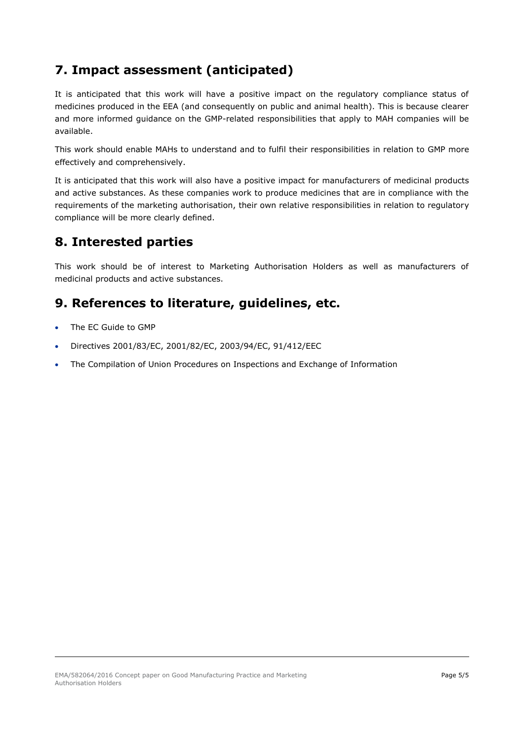## 7. Impact assessment (anticipated)

It is anticipated that this work will have a positive impact on the regulatory compliance status of medicines produced in the EEA (and consequently on public and animal health). This is because clearer and more informed guidance on the GMP-related responsibilities that apply to MAH companies will be available.

This work should enable MAHs to understand and to fulfil their responsibilities in relation to GMP more effectively and comprehensively.

It is anticipated that this work will also have a positive impact for manufacturers of medicinal products and active substances. As these companies work to produce medicines that are in compliance with the requirements of the marketing authorisation, their own relative responsibilities in relation to regulatory compliance will be more clearly defined.

## 8. Interested parties

This work should be of interest to Marketing Authorisation Holders as well as manufacturers of medicinal products and active substances.

## 9. References to literature, guidelines, etc.

- The EC Guide to GMP
- Directives 2001/83/EC, 2001/82/EC, 2003/94/EC, 91/412/EEC
- The Compilation of Union Procedures on Inspections and Exchange of Information